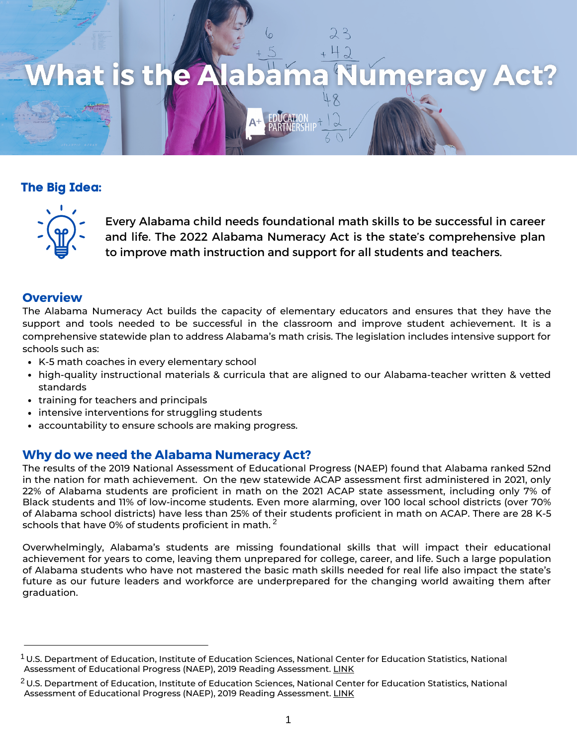# What is the Alabama Numeracy Act?

A+ EDUCATION PARTNERSHIP

## The Big Idea:

Every Alabama child needs foundational math skills to be successful in career and life. The 2022 Alabama Numeracy Act is the state's comprehensive plan to improve math instruction and support for all students and teachers.

## Overview

The Alabama Numeracy Act builds the capacity of elementary educators and ensures that they have the support and tools needed to be successful in the classroom and improve student achievement. It is a comprehensive statewide plan to address Alabama's math crisis. The legislation includes intensive support for schools such as:

- K-5 math coaches in every elementary school
- high-quality instructional materials & curricula that are aligned to our Alabama-teacher written & vetted standards
- training for teachers and principals
- intensive interventions for struggling students
- accountability to ensure schools are making progress.

## Why do we need the Alabama Numeracy Act?

The results of the 2019 National Assessment of Educational Progress (NAEP) found that Alabama ranked 52nd in the nation for math achievement. On the new statewide ACAP assessment first administered in 2021, only 22% of Alabama students are proficient in math on the 2021 ACAP state assessment, including only 7% of Black students and 11% of low-income students. Even more alarming, over 100 local school districts (over 70% of Alabama school districts) have less than 25% of their students proficient in math on ACAP. There are 28 K-5 schools that have 0% of students proficient in math.[2]

Overwhelmingly, Alabama's students are missing foundational skills that will impact their educational achievement for years to come, leaving them unprepared for college, career, and life. Such a large population of Alabama students who have not mastered the basic math skills needed for real life also impact the state's future as our future leaders and workforce are underprepared for the changing world awaiting them after graduation.

---

[1] U.S. Department of Education, Institute of Education Sciences, National Center for Education Statistics, National Assessment of Educational Progress (NAEP), 2019 Reading Assessment. LINK

[2] U.S. Department of Education, Institute of Education Sciences, National Center for Education Statistics, National Assessment of Educational Progress (NAEP), 2019 Reading Assessment. LINK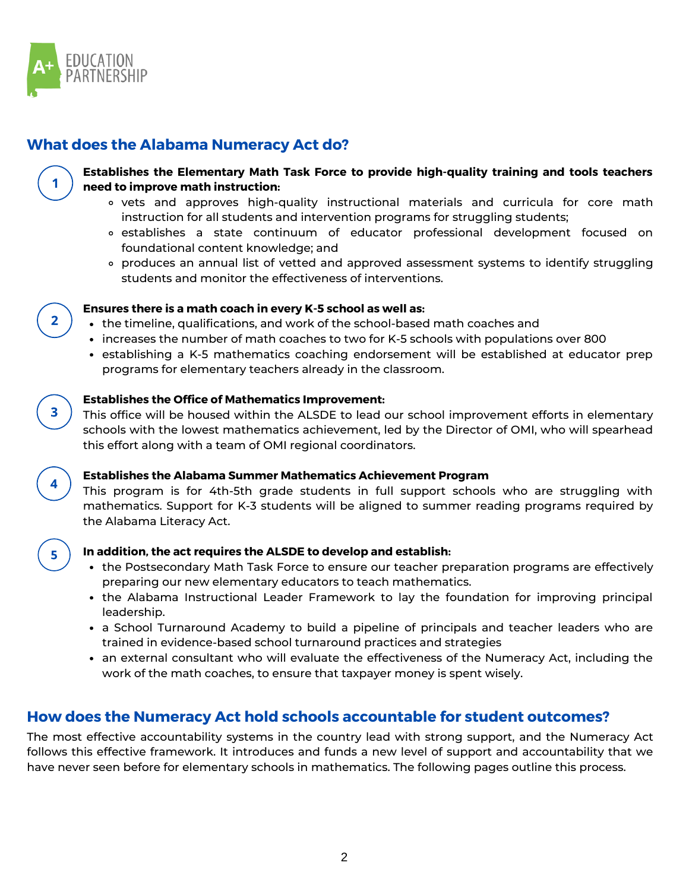## What does the Alabama Numeracy Act do?

1. **Establishes the Elementary Math Task Force to provide high-quality training and tools teachers need to improve math instruction:**
   - vets and approves high-quality instructional materials and curricula for core math instruction for all students and intervention programs for struggling students;
   - establishes a state continuum of educator professional development focused on foundational content knowledge; and
   - produces an annual list of vetted and approved assessment systems to identify struggling students and monitor the effectiveness of interventions.

2. **Ensures there is a math coach in every K-5 school as well as:**
   - the timeline, qualifications, and work of the school-based math coaches and
   - increases the number of math coaches to two for K-5 schools with populations over 800
   - establishing a K-5 mathematics coaching endorsement will be established at educator prep programs for elementary teachers already in the classroom.

3. **Establishes the Office of Mathematics Improvement:**
   This office will be housed within the ALSDE to lead our school improvement efforts in elementary schools with the lowest mathematics achievement, led by the Director of OMI, who will spearhead this effort along with a team of OMI regional coordinators.

4. **Establishes the Alabama Summer Mathematics Achievement Program**
   This program is for 4th-5th grade students in full support schools who are struggling with mathematics. Support for K-3 students will be aligned to summer reading programs required by the Alabama Literacy Act.

5. **In addition, the act requires the ALSDE to develop and establish:**
   - the Postsecondary Math Task Force to ensure our teacher preparation programs are effectively preparing our new elementary educators to teach mathematics.
   - the Alabama Instructional Leader Framework to lay the foundation for improving principal leadership.
   - a School Turnaround Academy to build a pipeline of principals and teacher leaders who are trained in evidence-based school turnaround practices and strategies
   - an external consultant who will evaluate the effectiveness of the Numeracy Act, including the work of the math coaches, to ensure that taxpayer money is spent wisely.

## How does the Numeracy Act hold schools accountable for student outcomes?

The most effective accountability systems in the country lead with strong support, and the Numeracy Act follows this effective framework. It introduces and funds a new level of support and accountability that we have never seen before for elementary schools in mathematics. The following pages outline this process.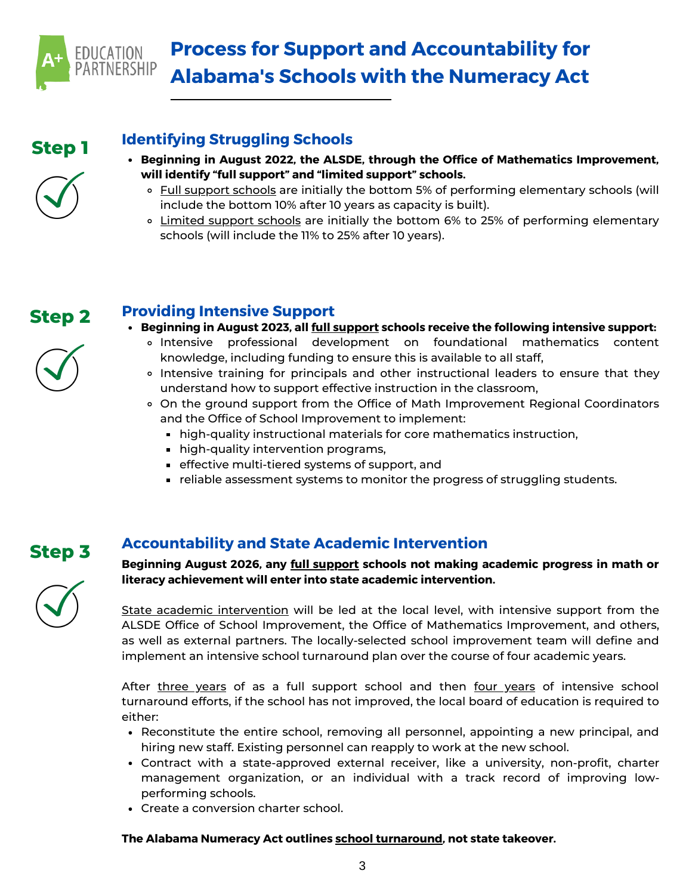# Process for Support and Accountability for Alabama's Schools with the Numeracy Act

## Step 1

### Identifying Struggling Schools

- **Beginning in August 2022, the ALSDE, through the Office of Mathematics Improvement, will identify "full support" and "limited support" schools.**
  - Full support schools are initially the bottom 5% of performing elementary schools (will include the bottom 10% after 10 years as capacity is built).
  - Limited support schools are initially the bottom 6% to 25% of performing elementary schools (will include the 11% to 25% after 10 years).

## Step 2

### Providing Intensive Support

- **Beginning in August 2023, all full support schools receive the following intensive support:**
  - Intensive professional development on foundational mathematics content knowledge, including funding to ensure this is available to all staff,
  - Intensive training for principals and other instructional leaders to ensure that they understand how to support effective instruction in the classroom,
  - On the ground support from the Office of Math Improvement Regional Coordinators and the Office of School Improvement to implement:
    - high-quality instructional materials for core mathematics instruction,
    - high-quality intervention programs,
    - effective multi-tiered systems of support, and
    - reliable assessment systems to monitor the progress of struggling students.

## Step 3

### Accountability and State Academic Intervention

**Beginning August 2026, any full support schools not making academic progress in math or literacy achievement will enter into state academic intervention.**

State academic intervention will be led at the local level, with intensive support from the ALSDE Office of School Improvement, the Office of Mathematics Improvement, and others, as well as external partners. The locally-selected school improvement team will define and implement an intensive school turnaround plan over the course of four academic years.

After three years of as a full support school and then four years of intensive school turnaround efforts, if the school has not improved, the local board of education is required to either:

- Reconstitute the entire school, removing all personnel, appointing a new principal, and hiring new staff. Existing personnel can reapply to work at the new school.
- Contract with a state-approved external receiver, like a university, non-profit, charter management organization, or an individual with a track record of improving low-performing schools.
- Create a conversion charter school.

**The Alabama Numeracy Act outlines school turnaround, not state takeover.**